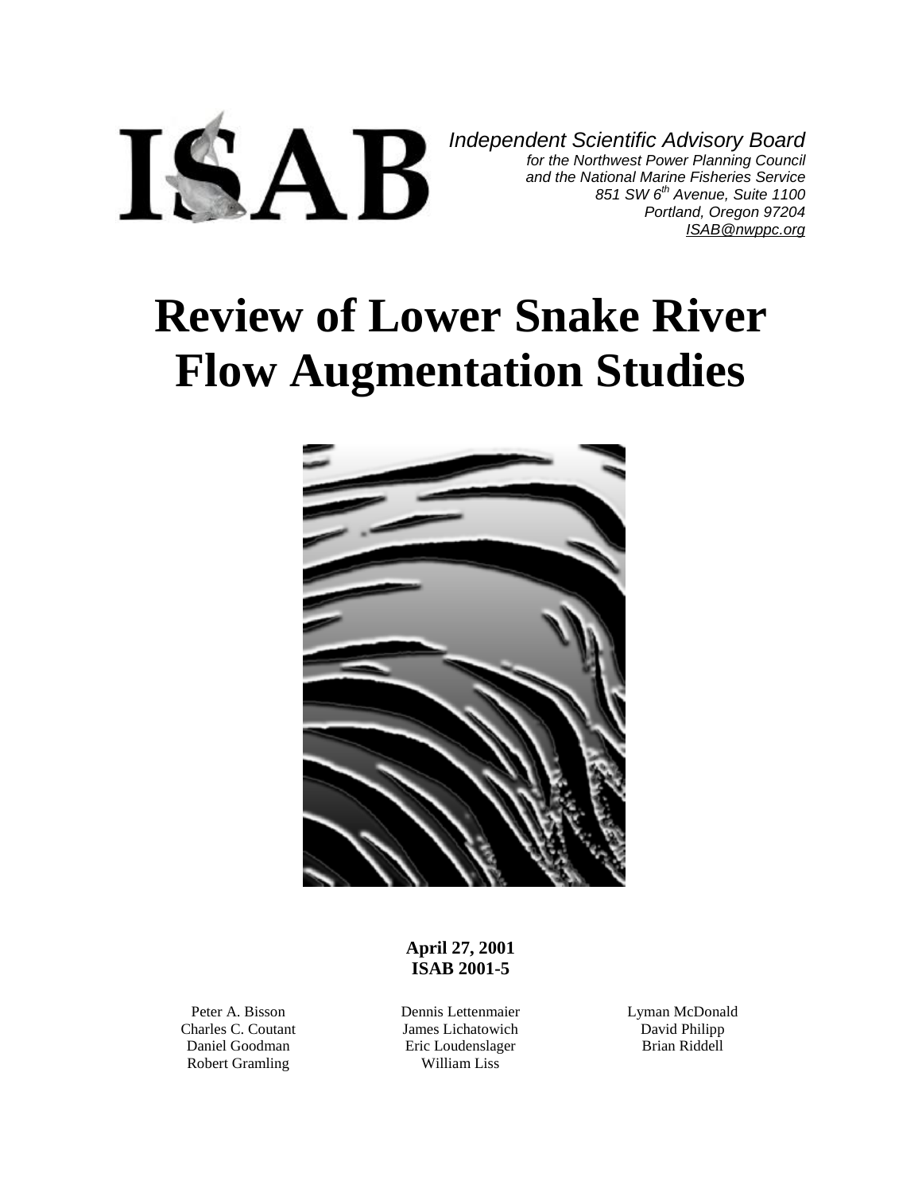ISAB

*Independent Scientific Advisory Board*
*for the Northwest Power Planning Council*
*and the National Marine Fisheries Service*
*851 SW 6th Avenue, Suite 1100*
*Portland, Oregon 97204*
*ISAB@nwppc.org*

# Review of Lower Snake River Flow Augmentation Studies

**April 27, 2001**
**ISAB 2001-5**

Peter A. Bisson
Charles C. Coutant
Daniel Goodman
Robert Gramling
Dennis Lettenmaier
James Lichatowich
Eric Loudenslager
William Liss
Lyman McDonald
David Philipp
Brian Riddell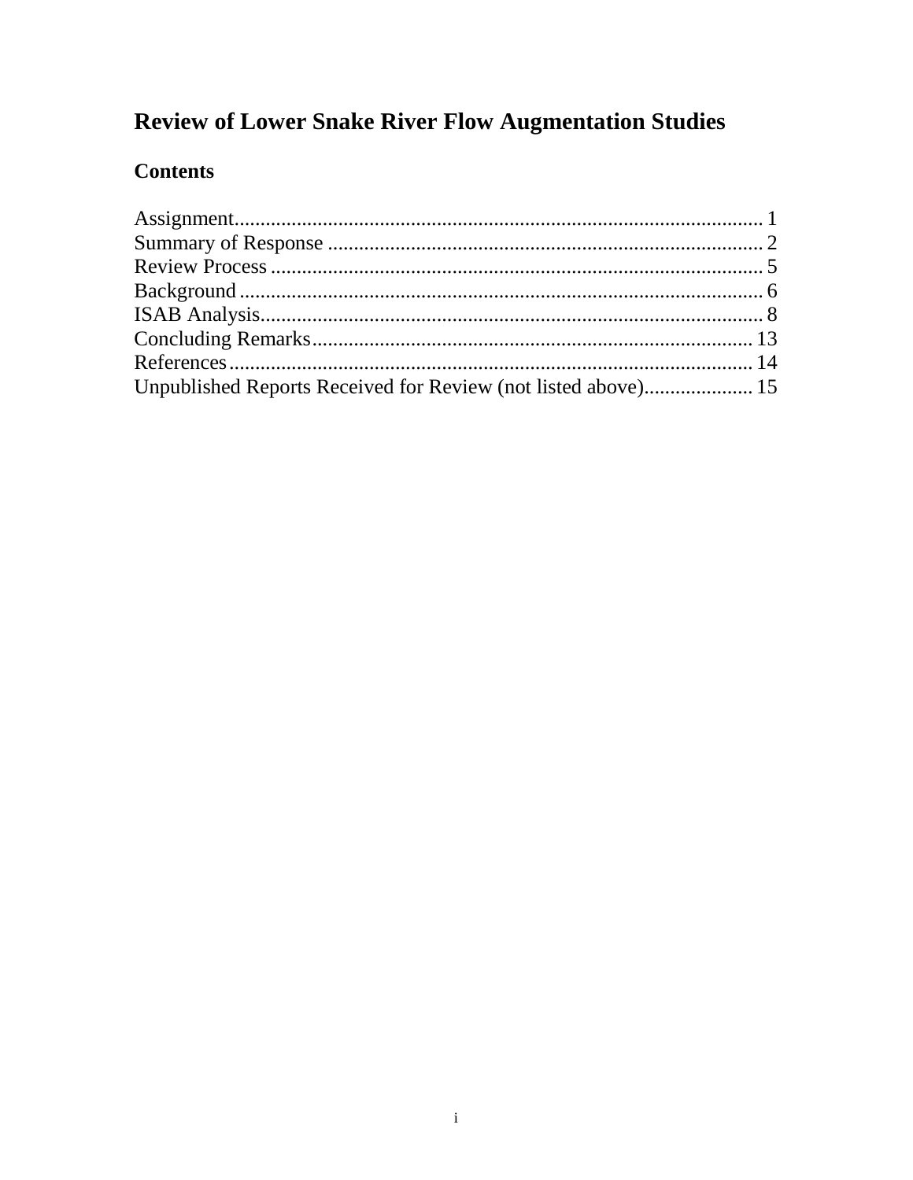# Review of Lower Snake River Flow Augmentation Studies

## Contents

Assignment........................................................................................................ 1
Summary of Response ........................................................................................ 2
Review Process .................................................................................................. 5
Background ........................................................................................................ 6
ISAB Analysis..................................................................................................... 8
Concluding Remarks.......................................................................................... 13
References.......................................................................................................... 14
Unpublished Reports Received for Review (not listed above)............................ 15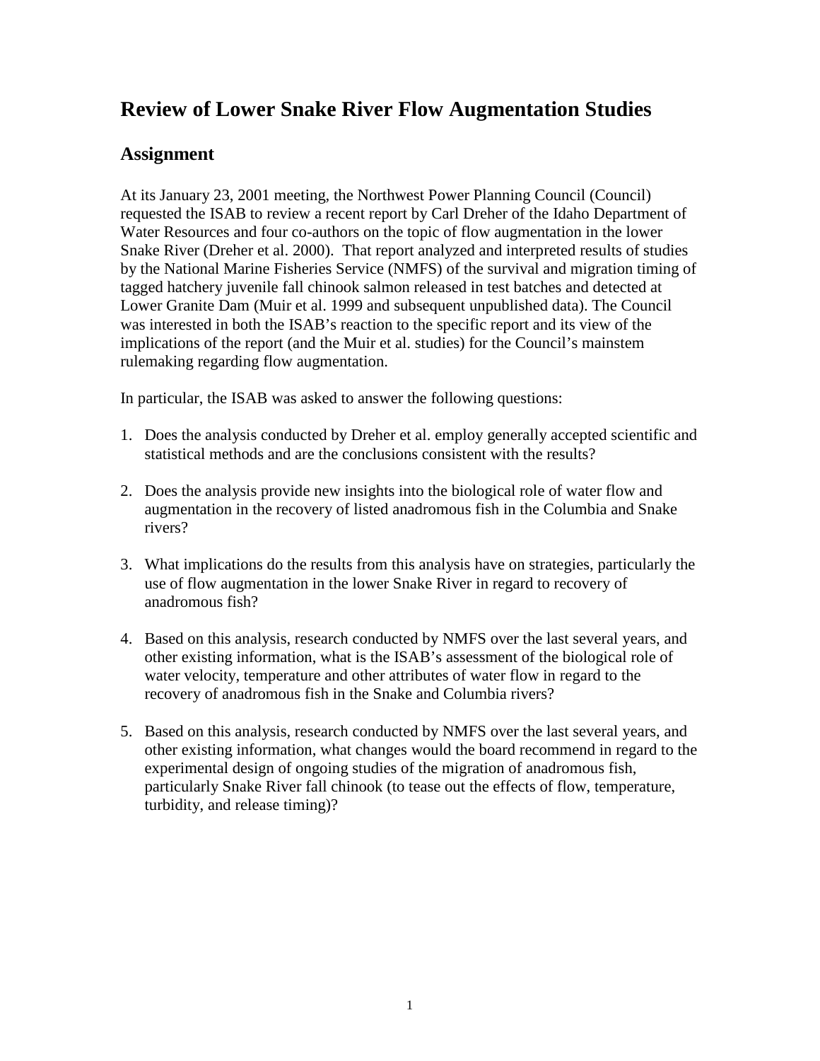# Review of Lower Snake River Flow Augmentation Studies

## Assignment

At its January 23, 2001 meeting, the Northwest Power Planning Council (Council) requested the ISAB to review a recent report by Carl Dreher of the Idaho Department of Water Resources and four co-authors on the topic of flow augmentation in the lower Snake River (Dreher et al. 2000). That report analyzed and interpreted results of studies by the National Marine Fisheries Service (NMFS) of the survival and migration timing of tagged hatchery juvenile fall chinook salmon released in test batches and detected at Lower Granite Dam (Muir et al. 1999 and subsequent unpublished data). The Council was interested in both the ISAB's reaction to the specific report and its view of the implications of the report (and the Muir et al. studies) for the Council's mainstem rulemaking regarding flow augmentation.

In particular, the ISAB was asked to answer the following questions:

1. Does the analysis conducted by Dreher et al. employ generally accepted scientific and statistical methods and are the conclusions consistent with the results?

2. Does the analysis provide new insights into the biological role of water flow and augmentation in the recovery of listed anadromous fish in the Columbia and Snake rivers?

3. What implications do the results from this analysis have on strategies, particularly the use of flow augmentation in the lower Snake River in regard to recovery of anadromous fish?

4. Based on this analysis, research conducted by NMFS over the last several years, and other existing information, what is the ISAB's assessment of the biological role of water velocity, temperature and other attributes of water flow in regard to the recovery of anadromous fish in the Snake and Columbia rivers?

5. Based on this analysis, research conducted by NMFS over the last several years, and other existing information, what changes would the board recommend in regard to the experimental design of ongoing studies of the migration of anadromous fish, particularly Snake River fall chinook (to tease out the effects of flow, temperature, turbidity, and release timing)?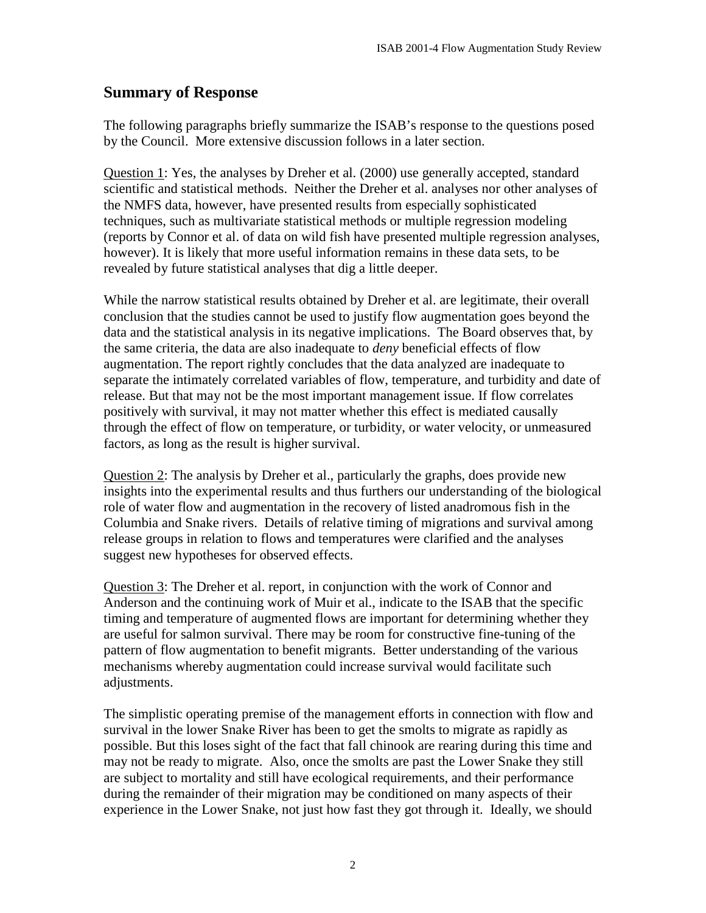## Summary of Response

The following paragraphs briefly summarize the ISAB's response to the questions posed by the Council. More extensive discussion follows in a later section.

<u>Question 1</u>: Yes, the analyses by Dreher et al. (2000) use generally accepted, standard scientific and statistical methods. Neither the Dreher et al. analyses nor other analyses of the NMFS data, however, have presented results from especially sophisticated techniques, such as multivariate statistical methods or multiple regression modeling (reports by Connor et al. of data on wild fish have presented multiple regression analyses, however). It is likely that more useful information remains in these data sets, to be revealed by future statistical analyses that dig a little deeper.

While the narrow statistical results obtained by Dreher et al. are legitimate, their overall conclusion that the studies cannot be used to justify flow augmentation goes beyond the data and the statistical analysis in its negative implications. The Board observes that, by the same criteria, the data are also inadequate to *deny* beneficial effects of flow augmentation. The report rightly concludes that the data analyzed are inadequate to separate the intimately correlated variables of flow, temperature, and turbidity and date of release. But that may not be the most important management issue. If flow correlates positively with survival, it may not matter whether this effect is mediated causally through the effect of flow on temperature, or turbidity, or water velocity, or unmeasured factors, as long as the result is higher survival.

<u>Question 2</u>: The analysis by Dreher et al., particularly the graphs, does provide new insights into the experimental results and thus furthers our understanding of the biological role of water flow and augmentation in the recovery of listed anadromous fish in the Columbia and Snake rivers. Details of relative timing of migrations and survival among release groups in relation to flows and temperatures were clarified and the analyses suggest new hypotheses for observed effects.

<u>Question 3</u>: The Dreher et al. report, in conjunction with the work of Connor and Anderson and the continuing work of Muir et al., indicate to the ISAB that the specific timing and temperature of augmented flows are important for determining whether they are useful for salmon survival. There may be room for constructive fine-tuning of the pattern of flow augmentation to benefit migrants. Better understanding of the various mechanisms whereby augmentation could increase survival would facilitate such adjustments.

The simplistic operating premise of the management efforts in connection with flow and survival in the lower Snake River has been to get the smolts to migrate as rapidly as possible. But this loses sight of the fact that fall chinook are rearing during this time and may not be ready to migrate. Also, once the smolts are past the Lower Snake they still are subject to mortality and still have ecological requirements, and their performance during the remainder of their migration may be conditioned on many aspects of their experience in the Lower Snake, not just how fast they got through it. Ideally, we should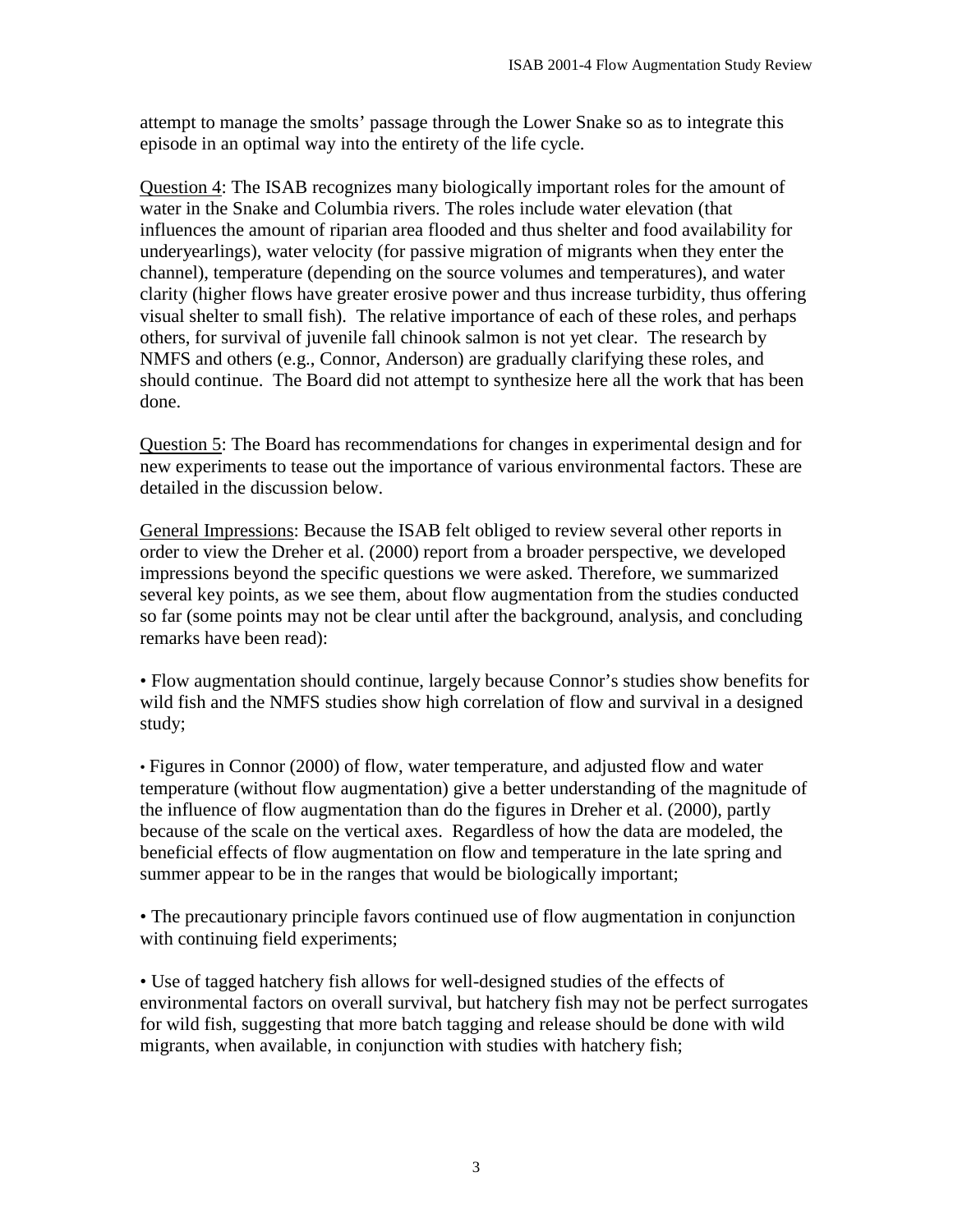attempt to manage the smolts' passage through the Lower Snake so as to integrate this episode in an optimal way into the entirety of the life cycle.

<u>Question 4</u>: The ISAB recognizes many biologically important roles for the amount of water in the Snake and Columbia rivers. The roles include water elevation (that influences the amount of riparian area flooded and thus shelter and food availability for underyearlings), water velocity (for passive migration of migrants when they enter the channel), temperature (depending on the source volumes and temperatures), and water clarity (higher flows have greater erosive power and thus increase turbidity, thus offering visual shelter to small fish). The relative importance of each of these roles, and perhaps others, for survival of juvenile fall chinook salmon is not yet clear. The research by NMFS and others (e.g., Connor, Anderson) are gradually clarifying these roles, and should continue. The Board did not attempt to synthesize here all the work that has been done.

<u>Question 5</u>: The Board has recommendations for changes in experimental design and for new experiments to tease out the importance of various environmental factors. These are detailed in the discussion below.

<u>General Impressions</u>: Because the ISAB felt obliged to review several other reports in order to view the Dreher et al. (2000) report from a broader perspective, we developed impressions beyond the specific questions we were asked. Therefore, we summarized several key points, as we see them, about flow augmentation from the studies conducted so far (some points may not be clear until after the background, analysis, and concluding remarks have been read):

- Flow augmentation should continue, largely because Connor's studies show benefits for wild fish and the NMFS studies show high correlation of flow and survival in a designed study;

- Figures in Connor (2000) of flow, water temperature, and adjusted flow and water temperature (without flow augmentation) give a better understanding of the magnitude of the influence of flow augmentation than do the figures in Dreher et al. (2000), partly because of the scale on the vertical axes. Regardless of how the data are modeled, the beneficial effects of flow augmentation on flow and temperature in the late spring and summer appear to be in the ranges that would be biologically important;

- The precautionary principle favors continued use of flow augmentation in conjunction with continuing field experiments;

- Use of tagged hatchery fish allows for well-designed studies of the effects of environmental factors on overall survival, but hatchery fish may not be perfect surrogates for wild fish, suggesting that more batch tagging and release should be done with wild migrants, when available, in conjunction with studies with hatchery fish;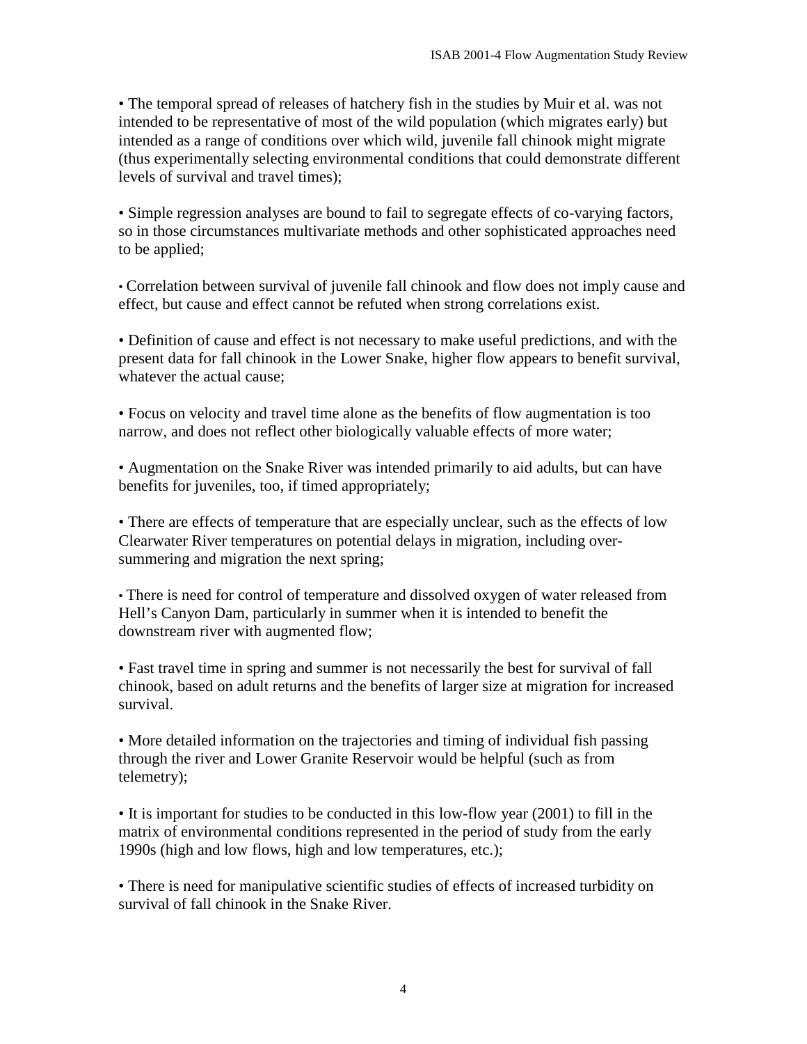- The temporal spread of releases of hatchery fish in the studies by Muir et al. was not intended to be representative of most of the wild population (which migrates early) but intended as a range of conditions over which wild, juvenile fall chinook might migrate (thus experimentally selecting environmental conditions that could demonstrate different levels of survival and travel times);

- Simple regression analyses are bound to fail to segregate effects of co-varying factors, so in those circumstances multivariate methods and other sophisticated approaches need to be applied;

- Correlation between survival of juvenile fall chinook and flow does not imply cause and effect, but cause and effect cannot be refuted when strong correlations exist.

- Definition of cause and effect is not necessary to make useful predictions, and with the present data for fall chinook in the Lower Snake, higher flow appears to benefit survival, whatever the actual cause;

- Focus on velocity and travel time alone as the benefits of flow augmentation is too narrow, and does not reflect other biologically valuable effects of more water;

- Augmentation on the Snake River was intended primarily to aid adults, but can have benefits for juveniles, too, if timed appropriately;

- There are effects of temperature that are especially unclear, such as the effects of low Clearwater River temperatures on potential delays in migration, including over-summering and migration the next spring;

- There is need for control of temperature and dissolved oxygen of water released from Hell's Canyon Dam, particularly in summer when it is intended to benefit the downstream river with augmented flow;

- Fast travel time in spring and summer is not necessarily the best for survival of fall chinook, based on adult returns and the benefits of larger size at migration for increased survival.

- More detailed information on the trajectories and timing of individual fish passing through the river and Lower Granite Reservoir would be helpful (such as from telemetry);

- It is important for studies to be conducted in this low-flow year (2001) to fill in the matrix of environmental conditions represented in the period of study from the early 1990s (high and low flows, high and low temperatures, etc.);

- There is need for manipulative scientific studies of effects of increased turbidity on survival of fall chinook in the Snake River.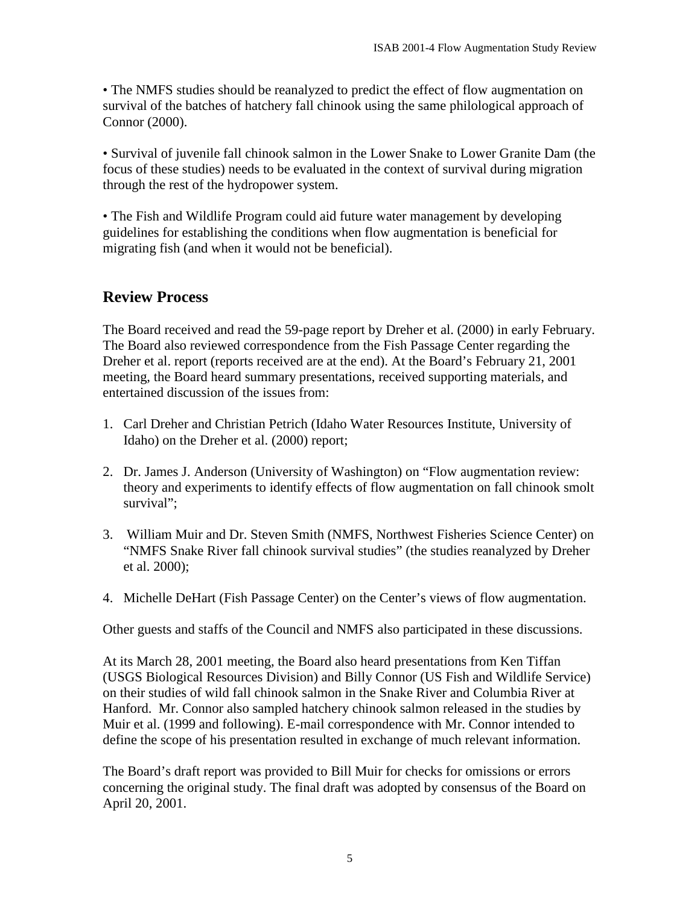• The NMFS studies should be reanalyzed to predict the effect of flow augmentation on survival of the batches of hatchery fall chinook using the same philological approach of Connor (2000).

• Survival of juvenile fall chinook salmon in the Lower Snake to Lower Granite Dam (the focus of these studies) needs to be evaluated in the context of survival during migration through the rest of the hydropower system.

• The Fish and Wildlife Program could aid future water management by developing guidelines for establishing the conditions when flow augmentation is beneficial for migrating fish (and when it would not be beneficial).

## Review Process

The Board received and read the 59-page report by Dreher et al. (2000) in early February. The Board also reviewed correspondence from the Fish Passage Center regarding the Dreher et al. report (reports received are at the end). At the Board's February 21, 2001 meeting, the Board heard summary presentations, received supporting materials, and entertained discussion of the issues from:

1. Carl Dreher and Christian Petrich (Idaho Water Resources Institute, University of Idaho) on the Dreher et al. (2000) report;

2. Dr. James J. Anderson (University of Washington) on "Flow augmentation review: theory and experiments to identify effects of flow augmentation on fall chinook smolt survival";

3. William Muir and Dr. Steven Smith (NMFS, Northwest Fisheries Science Center) on "NMFS Snake River fall chinook survival studies" (the studies reanalyzed by Dreher et al. 2000);

4. Michelle DeHart (Fish Passage Center) on the Center's views of flow augmentation.

Other guests and staffs of the Council and NMFS also participated in these discussions.

At its March 28, 2001 meeting, the Board also heard presentations from Ken Tiffan (USGS Biological Resources Division) and Billy Connor (US Fish and Wildlife Service) on their studies of wild fall chinook salmon in the Snake River and Columbia River at Hanford. Mr. Connor also sampled hatchery chinook salmon released in the studies by Muir et al. (1999 and following). E-mail correspondence with Mr. Connor intended to define the scope of his presentation resulted in exchange of much relevant information.

The Board's draft report was provided to Bill Muir for checks for omissions or errors concerning the original study. The final draft was adopted by consensus of the Board on April 20, 2001.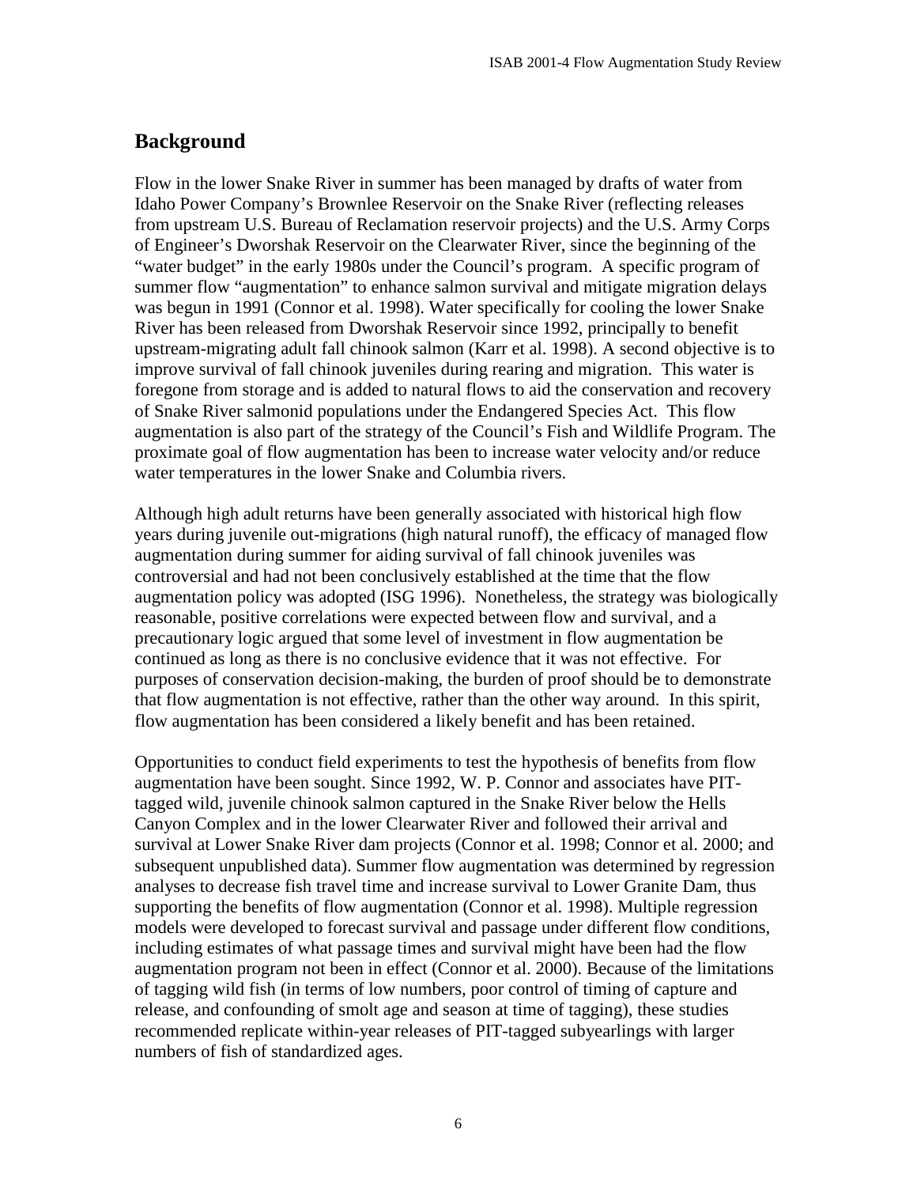## Background

Flow in the lower Snake River in summer has been managed by drafts of water from Idaho Power Company's Brownlee Reservoir on the Snake River (reflecting releases from upstream U.S. Bureau of Reclamation reservoir projects) and the U.S. Army Corps of Engineer's Dworshak Reservoir on the Clearwater River, since the beginning of the "water budget" in the early 1980s under the Council's program. A specific program of summer flow "augmentation" to enhance salmon survival and mitigate migration delays was begun in 1991 (Connor et al. 1998). Water specifically for cooling the lower Snake River has been released from Dworshak Reservoir since 1992, principally to benefit upstream-migrating adult fall chinook salmon (Karr et al. 1998). A second objective is to improve survival of fall chinook juveniles during rearing and migration. This water is foregone from storage and is added to natural flows to aid the conservation and recovery of Snake River salmonid populations under the Endangered Species Act. This flow augmentation is also part of the strategy of the Council's Fish and Wildlife Program. The proximate goal of flow augmentation has been to increase water velocity and/or reduce water temperatures in the lower Snake and Columbia rivers.

Although high adult returns have been generally associated with historical high flow years during juvenile out-migrations (high natural runoff), the efficacy of managed flow augmentation during summer for aiding survival of fall chinook juveniles was controversial and had not been conclusively established at the time that the flow augmentation policy was adopted (ISG 1996). Nonetheless, the strategy was biologically reasonable, positive correlations were expected between flow and survival, and a precautionary logic argued that some level of investment in flow augmentation be continued as long as there is no conclusive evidence that it was not effective. For purposes of conservation decision-making, the burden of proof should be to demonstrate that flow augmentation is not effective, rather than the other way around. In this spirit, flow augmentation has been considered a likely benefit and has been retained.

Opportunities to conduct field experiments to test the hypothesis of benefits from flow augmentation have been sought. Since 1992, W. P. Connor and associates have PIT-tagged wild, juvenile chinook salmon captured in the Snake River below the Hells Canyon Complex and in the lower Clearwater River and followed their arrival and survival at Lower Snake River dam projects (Connor et al. 1998; Connor et al. 2000; and subsequent unpublished data). Summer flow augmentation was determined by regression analyses to decrease fish travel time and increase survival to Lower Granite Dam, thus supporting the benefits of flow augmentation (Connor et al. 1998). Multiple regression models were developed to forecast survival and passage under different flow conditions, including estimates of what passage times and survival might have been had the flow augmentation program not been in effect (Connor et al. 2000). Because of the limitations of tagging wild fish (in terms of low numbers, poor control of timing of capture and release, and confounding of smolt age and season at time of tagging), these studies recommended replicate within-year releases of PIT-tagged subyearlings with larger numbers of fish of standardized ages.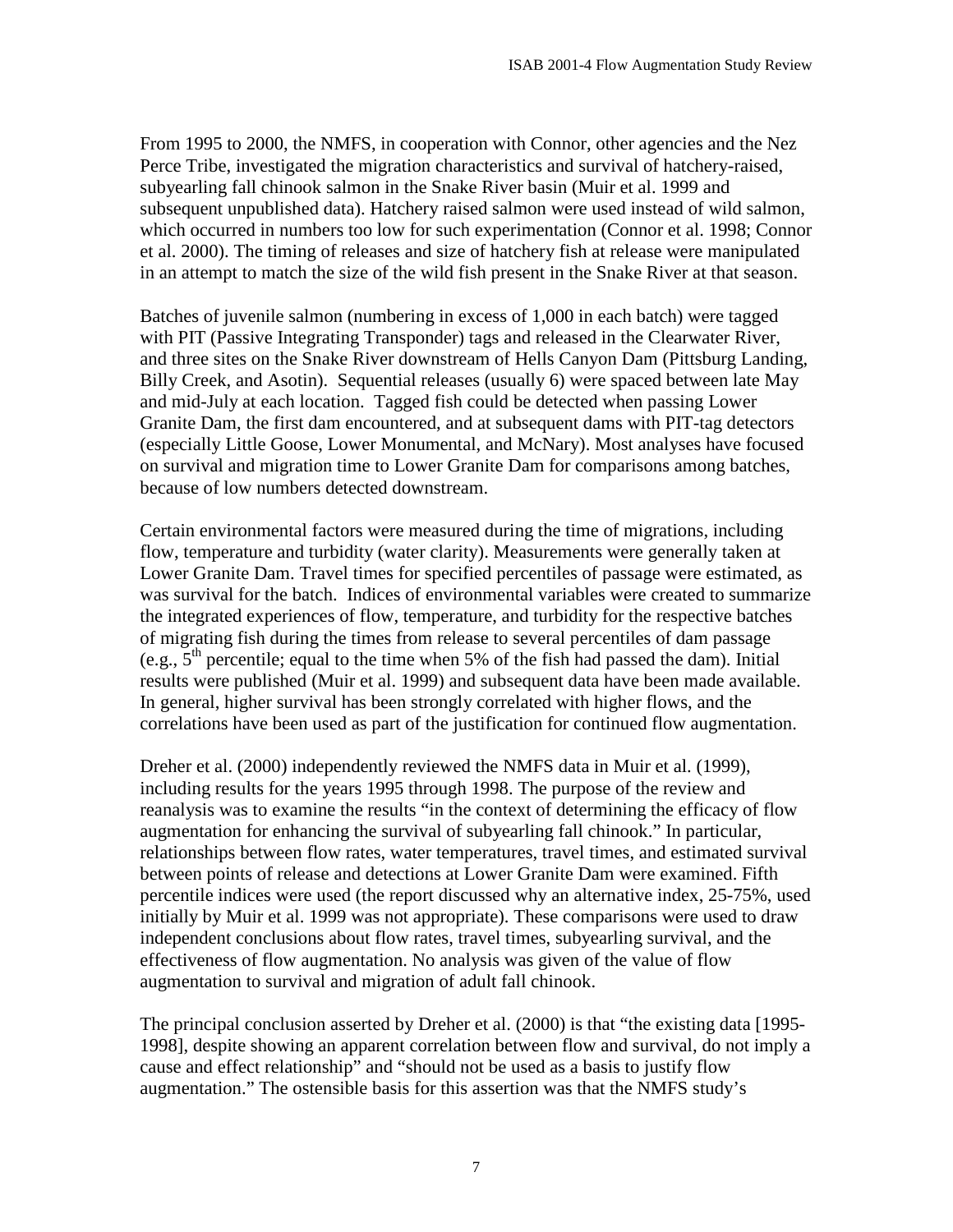From 1995 to 2000, the NMFS, in cooperation with Connor, other agencies and the Nez Perce Tribe, investigated the migration characteristics and survival of hatchery-raised, subyearling fall chinook salmon in the Snake River basin (Muir et al. 1999 and subsequent unpublished data). Hatchery raised salmon were used instead of wild salmon, which occurred in numbers too low for such experimentation (Connor et al. 1998; Connor et al. 2000). The timing of releases and size of hatchery fish at release were manipulated in an attempt to match the size of the wild fish present in the Snake River at that season.

Batches of juvenile salmon (numbering in excess of 1,000 in each batch) were tagged with PIT (Passive Integrating Transponder) tags and released in the Clearwater River, and three sites on the Snake River downstream of Hells Canyon Dam (Pittsburg Landing, Billy Creek, and Asotin). Sequential releases (usually 6) were spaced between late May and mid-July at each location. Tagged fish could be detected when passing Lower Granite Dam, the first dam encountered, and at subsequent dams with PIT-tag detectors (especially Little Goose, Lower Monumental, and McNary). Most analyses have focused on survival and migration time to Lower Granite Dam for comparisons among batches, because of low numbers detected downstream.

Certain environmental factors were measured during the time of migrations, including flow, temperature and turbidity (water clarity). Measurements were generally taken at Lower Granite Dam. Travel times for specified percentiles of passage were estimated, as was survival for the batch. Indices of environmental variables were created to summarize the integrated experiences of flow, temperature, and turbidity for the respective batches of migrating fish during the times from release to several percentiles of dam passage (e.g., 5th percentile; equal to the time when 5% of the fish had passed the dam). Initial results were published (Muir et al. 1999) and subsequent data have been made available. In general, higher survival has been strongly correlated with higher flows, and the correlations have been used as part of the justification for continued flow augmentation.

Dreher et al. (2000) independently reviewed the NMFS data in Muir et al. (1999), including results for the years 1995 through 1998. The purpose of the review and reanalysis was to examine the results "in the context of determining the efficacy of flow augmentation for enhancing the survival of subyearling fall chinook." In particular, relationships between flow rates, water temperatures, travel times, and estimated survival between points of release and detections at Lower Granite Dam were examined. Fifth percentile indices were used (the report discussed why an alternative index, 25-75%, used initially by Muir et al. 1999 was not appropriate). These comparisons were used to draw independent conclusions about flow rates, travel times, subyearling survival, and the effectiveness of flow augmentation. No analysis was given of the value of flow augmentation to survival and migration of adult fall chinook.

The principal conclusion asserted by Dreher et al. (2000) is that "the existing data [1995-1998], despite showing an apparent correlation between flow and survival, do not imply a cause and effect relationship" and "should not be used as a basis to justify flow augmentation." The ostensible basis for this assertion was that the NMFS study's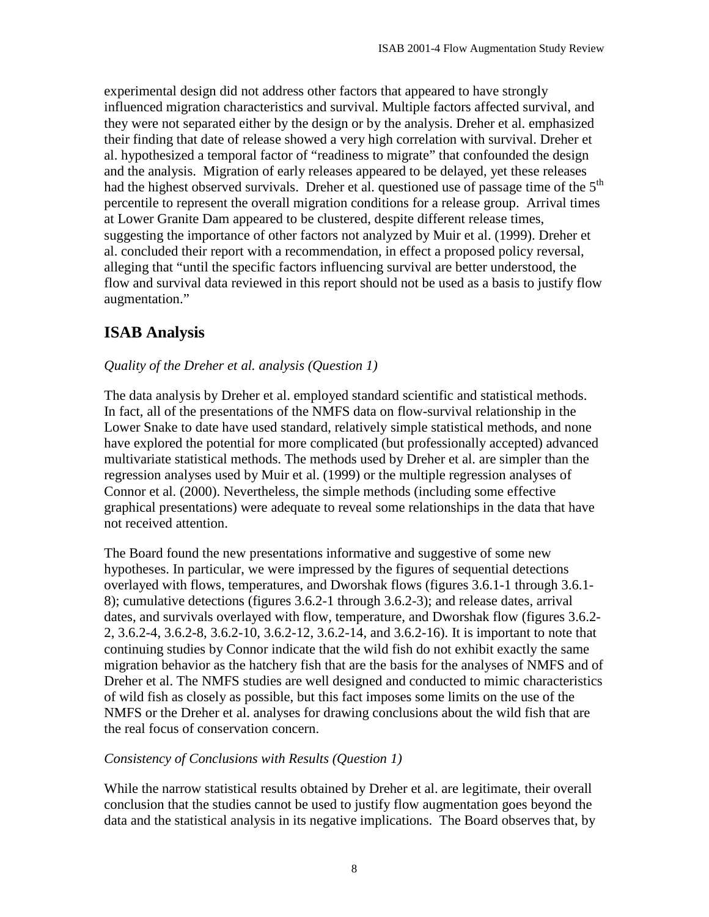experimental design did not address other factors that appeared to have strongly influenced migration characteristics and survival. Multiple factors affected survival, and they were not separated either by the design or by the analysis. Dreher et al. emphasized their finding that date of release showed a very high correlation with survival. Dreher et al. hypothesized a temporal factor of "readiness to migrate" that confounded the design and the analysis. Migration of early releases appeared to be delayed, yet these releases had the highest observed survivals. Dreher et al. questioned use of passage time of the 5th percentile to represent the overall migration conditions for a release group. Arrival times at Lower Granite Dam appeared to be clustered, despite different release times, suggesting the importance of other factors not analyzed by Muir et al. (1999). Dreher et al. concluded their report with a recommendation, in effect a proposed policy reversal, alleging that "until the specific factors influencing survival are better understood, the flow and survival data reviewed in this report should not be used as a basis to justify flow augmentation."

## ISAB Analysis

*Quality of the Dreher et al. analysis (Question 1)*

The data analysis by Dreher et al. employed standard scientific and statistical methods. In fact, all of the presentations of the NMFS data on flow-survival relationship in the Lower Snake to date have used standard, relatively simple statistical methods, and none have explored the potential for more complicated (but professionally accepted) advanced multivariate statistical methods. The methods used by Dreher et al. are simpler than the regression analyses used by Muir et al. (1999) or the multiple regression analyses of Connor et al. (2000). Nevertheless, the simple methods (including some effective graphical presentations) were adequate to reveal some relationships in the data that have not received attention.

The Board found the new presentations informative and suggestive of some new hypotheses. In particular, we were impressed by the figures of sequential detections overlayed with flows, temperatures, and Dworshak flows (figures 3.6.1-1 through 3.6.1-8); cumulative detections (figures 3.6.2-1 through 3.6.2-3); and release dates, arrival dates, and survivals overlayed with flow, temperature, and Dworshak flow (figures 3.6.2-2, 3.6.2-4, 3.6.2-8, 3.6.2-10, 3.6.2-12, 3.6.2-14, and 3.6.2-16). It is important to note that continuing studies by Connor indicate that the wild fish do not exhibit exactly the same migration behavior as the hatchery fish that are the basis for the analyses of NMFS and of Dreher et al. The NMFS studies are well designed and conducted to mimic characteristics of wild fish as closely as possible, but this fact imposes some limits on the use of the NMFS or the Dreher et al. analyses for drawing conclusions about the wild fish that are the real focus of conservation concern.

*Consistency of Conclusions with Results (Question 1)*

While the narrow statistical results obtained by Dreher et al. are legitimate, their overall conclusion that the studies cannot be used to justify flow augmentation goes beyond the data and the statistical analysis in its negative implications. The Board observes that, by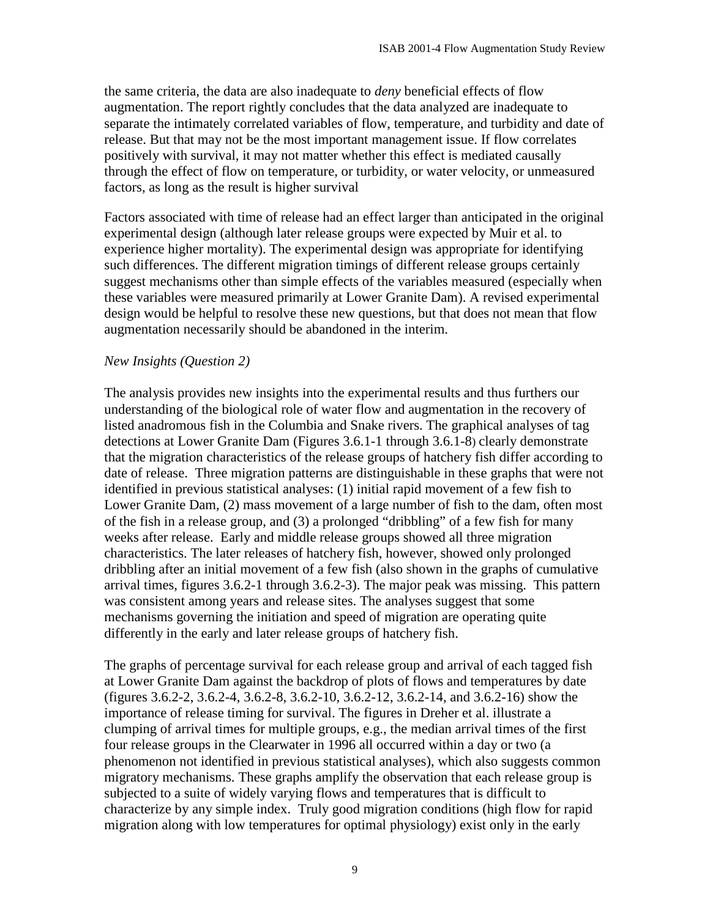the same criteria, the data are also inadequate to *deny* beneficial effects of flow augmentation. The report rightly concludes that the data analyzed are inadequate to separate the intimately correlated variables of flow, temperature, and turbidity and date of release. But that may not be the most important management issue. If flow correlates positively with survival, it may not matter whether this effect is mediated causally through the effect of flow on temperature, or turbidity, or water velocity, or unmeasured factors, as long as the result is higher survival

Factors associated with time of release had an effect larger than anticipated in the original experimental design (although later release groups were expected by Muir et al. to experience higher mortality). The experimental design was appropriate for identifying such differences. The different migration timings of different release groups certainly suggest mechanisms other than simple effects of the variables measured (especially when these variables were measured primarily at Lower Granite Dam). A revised experimental design would be helpful to resolve these new questions, but that does not mean that flow augmentation necessarily should be abandoned in the interim.

*New Insights (Question 2)*

The analysis provides new insights into the experimental results and thus furthers our understanding of the biological role of water flow and augmentation in the recovery of listed anadromous fish in the Columbia and Snake rivers. The graphical analyses of tag detections at Lower Granite Dam (Figures 3.6.1-1 through 3.6.1-8) clearly demonstrate that the migration characteristics of the release groups of hatchery fish differ according to date of release. Three migration patterns are distinguishable in these graphs that were not identified in previous statistical analyses: (1) initial rapid movement of a few fish to Lower Granite Dam, (2) mass movement of a large number of fish to the dam, often most of the fish in a release group, and (3) a prolonged "dribbling" of a few fish for many weeks after release. Early and middle release groups showed all three migration characteristics. The later releases of hatchery fish, however, showed only prolonged dribbling after an initial movement of a few fish (also shown in the graphs of cumulative arrival times, figures 3.6.2-1 through 3.6.2-3). The major peak was missing. This pattern was consistent among years and release sites. The analyses suggest that some mechanisms governing the initiation and speed of migration are operating quite differently in the early and later release groups of hatchery fish.

The graphs of percentage survival for each release group and arrival of each tagged fish at Lower Granite Dam against the backdrop of plots of flows and temperatures by date (figures 3.6.2-2, 3.6.2-4, 3.6.2-8, 3.6.2-10, 3.6.2-12, 3.6.2-14, and 3.6.2-16) show the importance of release timing for survival. The figures in Dreher et al. illustrate a clumping of arrival times for multiple groups, e.g., the median arrival times of the first four release groups in the Clearwater in 1996 all occurred within a day or two (a phenomenon not identified in previous statistical analyses), which also suggests common migratory mechanisms. These graphs amplify the observation that each release group is subjected to a suite of widely varying flows and temperatures that is difficult to characterize by any simple index. Truly good migration conditions (high flow for rapid migration along with low temperatures for optimal physiology) exist only in the early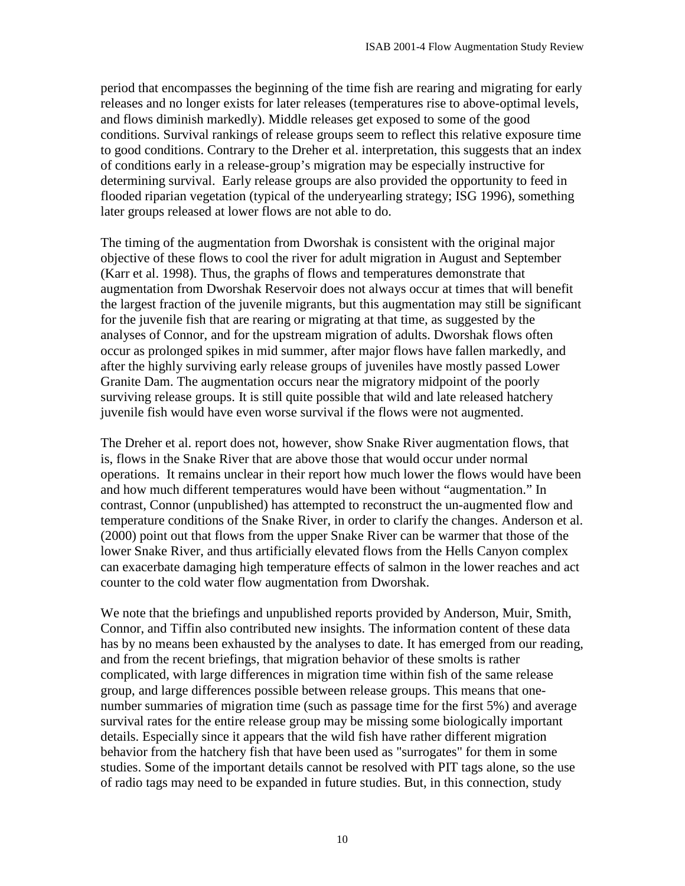period that encompasses the beginning of the time fish are rearing and migrating for early releases and no longer exists for later releases (temperatures rise to above-optimal levels, and flows diminish markedly). Middle releases get exposed to some of the good conditions. Survival rankings of release groups seem to reflect this relative exposure time to good conditions. Contrary to the Dreher et al. interpretation, this suggests that an index of conditions early in a release-group's migration may be especially instructive for determining survival. Early release groups are also provided the opportunity to feed in flooded riparian vegetation (typical of the underyearling strategy; ISG 1996), something later groups released at lower flows are not able to do.

The timing of the augmentation from Dworshak is consistent with the original major objective of these flows to cool the river for adult migration in August and September (Karr et al. 1998). Thus, the graphs of flows and temperatures demonstrate that augmentation from Dworshak Reservoir does not always occur at times that will benefit the largest fraction of the juvenile migrants, but this augmentation may still be significant for the juvenile fish that are rearing or migrating at that time, as suggested by the analyses of Connor, and for the upstream migration of adults. Dworshak flows often occur as prolonged spikes in mid summer, after major flows have fallen markedly, and after the highly surviving early release groups of juveniles have mostly passed Lower Granite Dam. The augmentation occurs near the migratory midpoint of the poorly surviving release groups. It is still quite possible that wild and late released hatchery juvenile fish would have even worse survival if the flows were not augmented.

The Dreher et al. report does not, however, show Snake River augmentation flows, that is, flows in the Snake River that are above those that would occur under normal operations. It remains unclear in their report how much lower the flows would have been and how much different temperatures would have been without "augmentation." In contrast, Connor (unpublished) has attempted to reconstruct the un-augmented flow and temperature conditions of the Snake River, in order to clarify the changes. Anderson et al. (2000) point out that flows from the upper Snake River can be warmer that those of the lower Snake River, and thus artificially elevated flows from the Hells Canyon complex can exacerbate damaging high temperature effects of salmon in the lower reaches and act counter to the cold water flow augmentation from Dworshak.

We note that the briefings and unpublished reports provided by Anderson, Muir, Smith, Connor, and Tiffin also contributed new insights. The information content of these data has by no means been exhausted by the analyses to date. It has emerged from our reading, and from the recent briefings, that migration behavior of these smolts is rather complicated, with large differences in migration time within fish of the same release group, and large differences possible between release groups. This means that one-number summaries of migration time (such as passage time for the first 5%) and average survival rates for the entire release group may be missing some biologically important details. Especially since it appears that the wild fish have rather different migration behavior from the hatchery fish that have been used as "surrogates" for them in some studies. Some of the important details cannot be resolved with PIT tags alone, so the use of radio tags may need to be expanded in future studies. But, in this connection, study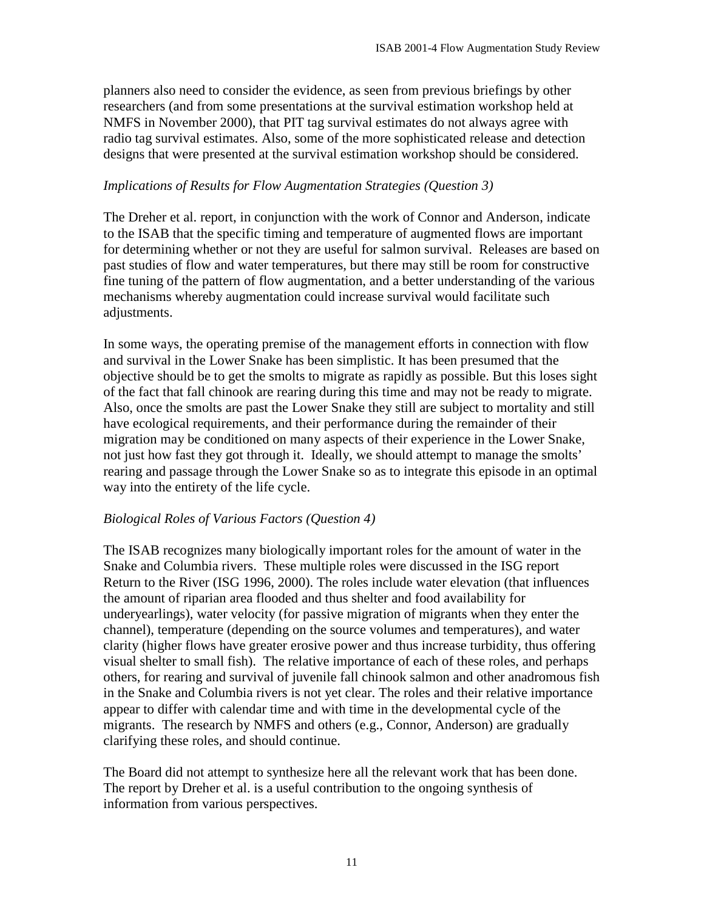planners also need to consider the evidence, as seen from previous briefings by other researchers (and from some presentations at the survival estimation workshop held at NMFS in November 2000), that PIT tag survival estimates do not always agree with radio tag survival estimates. Also, some of the more sophisticated release and detection designs that were presented at the survival estimation workshop should be considered.

*Implications of Results for Flow Augmentation Strategies (Question 3)*

The Dreher et al. report, in conjunction with the work of Connor and Anderson, indicate to the ISAB that the specific timing and temperature of augmented flows are important for determining whether or not they are useful for salmon survival. Releases are based on past studies of flow and water temperatures, but there may still be room for constructive fine tuning of the pattern of flow augmentation, and a better understanding of the various mechanisms whereby augmentation could increase survival would facilitate such adjustments.

In some ways, the operating premise of the management efforts in connection with flow and survival in the Lower Snake has been simplistic. It has been presumed that the objective should be to get the smolts to migrate as rapidly as possible. But this loses sight of the fact that fall chinook are rearing during this time and may not be ready to migrate. Also, once the smolts are past the Lower Snake they still are subject to mortality and still have ecological requirements, and their performance during the remainder of their migration may be conditioned on many aspects of their experience in the Lower Snake, not just how fast they got through it. Ideally, we should attempt to manage the smolts' rearing and passage through the Lower Snake so as to integrate this episode in an optimal way into the entirety of the life cycle.

*Biological Roles of Various Factors (Question 4)*

The ISAB recognizes many biologically important roles for the amount of water in the Snake and Columbia rivers. These multiple roles were discussed in the ISG report Return to the River (ISG 1996, 2000). The roles include water elevation (that influences the amount of riparian area flooded and thus shelter and food availability for underyearlings), water velocity (for passive migration of migrants when they enter the channel), temperature (depending on the source volumes and temperatures), and water clarity (higher flows have greater erosive power and thus increase turbidity, thus offering visual shelter to small fish). The relative importance of each of these roles, and perhaps others, for rearing and survival of juvenile fall chinook salmon and other anadromous fish in the Snake and Columbia rivers is not yet clear. The roles and their relative importance appear to differ with calendar time and with time in the developmental cycle of the migrants. The research by NMFS and others (e.g., Connor, Anderson) are gradually clarifying these roles, and should continue.

The Board did not attempt to synthesize here all the relevant work that has been done. The report by Dreher et al. is a useful contribution to the ongoing synthesis of information from various perspectives.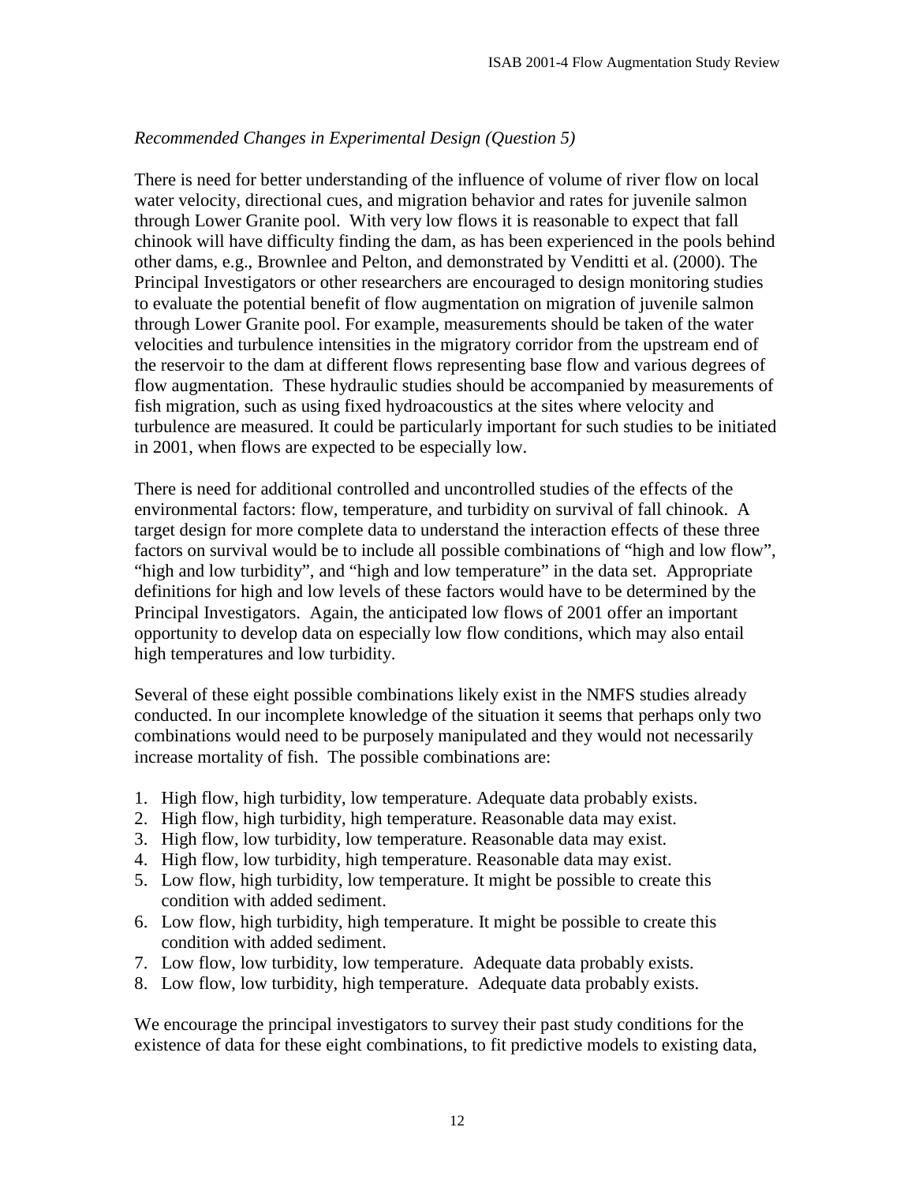*Recommended Changes in Experimental Design (Question 5)*

There is need for better understanding of the influence of volume of river flow on local water velocity, directional cues, and migration behavior and rates for juvenile salmon through Lower Granite pool. With very low flows it is reasonable to expect that fall chinook will have difficulty finding the dam, as has been experienced in the pools behind other dams, e.g., Brownlee and Pelton, and demonstrated by Venditti et al. (2000). The Principal Investigators or other researchers are encouraged to design monitoring studies to evaluate the potential benefit of flow augmentation on migration of juvenile salmon through Lower Granite pool. For example, measurements should be taken of the water velocities and turbulence intensities in the migratory corridor from the upstream end of the reservoir to the dam at different flows representing base flow and various degrees of flow augmentation. These hydraulic studies should be accompanied by measurements of fish migration, such as using fixed hydroacoustics at the sites where velocity and turbulence are measured. It could be particularly important for such studies to be initiated in 2001, when flows are expected to be especially low.

There is need for additional controlled and uncontrolled studies of the effects of the environmental factors: flow, temperature, and turbidity on survival of fall chinook. A target design for more complete data to understand the interaction effects of these three factors on survival would be to include all possible combinations of "high and low flow", "high and low turbidity", and "high and low temperature" in the data set. Appropriate definitions for high and low levels of these factors would have to be determined by the Principal Investigators. Again, the anticipated low flows of 2001 offer an important opportunity to develop data on especially low flow conditions, which may also entail high temperatures and low turbidity.

Several of these eight possible combinations likely exist in the NMFS studies already conducted. In our incomplete knowledge of the situation it seems that perhaps only two combinations would need to be purposely manipulated and they would not necessarily increase mortality of fish. The possible combinations are:

1. High flow, high turbidity, low temperature. Adequate data probably exists.
2. High flow, high turbidity, high temperature. Reasonable data may exist.
3. High flow, low turbidity, low temperature. Reasonable data may exist.
4. High flow, low turbidity, high temperature. Reasonable data may exist.
5. Low flow, high turbidity, low temperature. It might be possible to create this condition with added sediment.
6. Low flow, high turbidity, high temperature. It might be possible to create this condition with added sediment.
7. Low flow, low turbidity, low temperature. Adequate data probably exists.
8. Low flow, low turbidity, high temperature. Adequate data probably exists.

We encourage the principal investigators to survey their past study conditions for the existence of data for these eight combinations, to fit predictive models to existing data,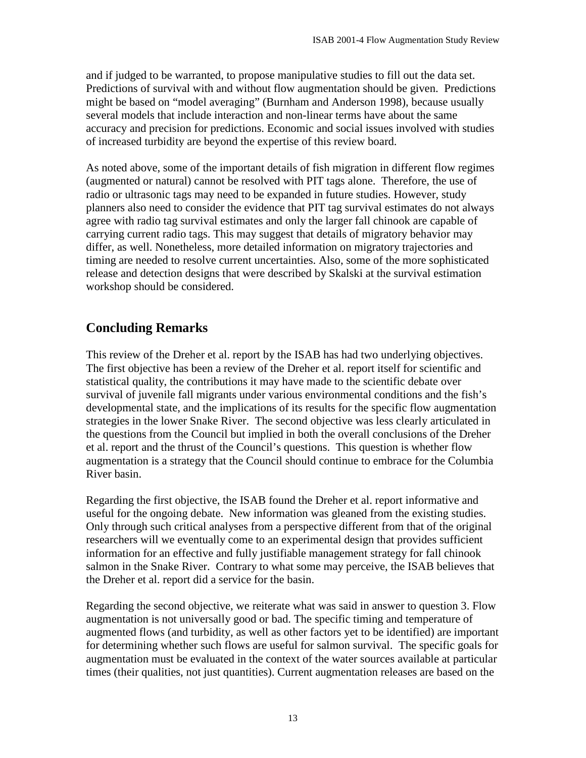and if judged to be warranted, to propose manipulative studies to fill out the data set. Predictions of survival with and without flow augmentation should be given. Predictions might be based on "model averaging" (Burnham and Anderson 1998), because usually several models that include interaction and non-linear terms have about the same accuracy and precision for predictions. Economic and social issues involved with studies of increased turbidity are beyond the expertise of this review board.

As noted above, some of the important details of fish migration in different flow regimes (augmented or natural) cannot be resolved with PIT tags alone. Therefore, the use of radio or ultrasonic tags may need to be expanded in future studies. However, study planners also need to consider the evidence that PIT tag survival estimates do not always agree with radio tag survival estimates and only the larger fall chinook are capable of carrying current radio tags. This may suggest that details of migratory behavior may differ, as well. Nonetheless, more detailed information on migratory trajectories and timing are needed to resolve current uncertainties. Also, some of the more sophisticated release and detection designs that were described by Skalski at the survival estimation workshop should be considered.

## Concluding Remarks

This review of the Dreher et al. report by the ISAB has had two underlying objectives. The first objective has been a review of the Dreher et al. report itself for scientific and statistical quality, the contributions it may have made to the scientific debate over survival of juvenile fall migrants under various environmental conditions and the fish's developmental state, and the implications of its results for the specific flow augmentation strategies in the lower Snake River. The second objective was less clearly articulated in the questions from the Council but implied in both the overall conclusions of the Dreher et al. report and the thrust of the Council's questions. This question is whether flow augmentation is a strategy that the Council should continue to embrace for the Columbia River basin.

Regarding the first objective, the ISAB found the Dreher et al. report informative and useful for the ongoing debate. New information was gleaned from the existing studies. Only through such critical analyses from a perspective different from that of the original researchers will we eventually come to an experimental design that provides sufficient information for an effective and fully justifiable management strategy for fall chinook salmon in the Snake River. Contrary to what some may perceive, the ISAB believes that the Dreher et al. report did a service for the basin.

Regarding the second objective, we reiterate what was said in answer to question 3. Flow augmentation is not universally good or bad. The specific timing and temperature of augmented flows (and turbidity, as well as other factors yet to be identified) are important for determining whether such flows are useful for salmon survival. The specific goals for augmentation must be evaluated in the context of the water sources available at particular times (their qualities, not just quantities). Current augmentation releases are based on the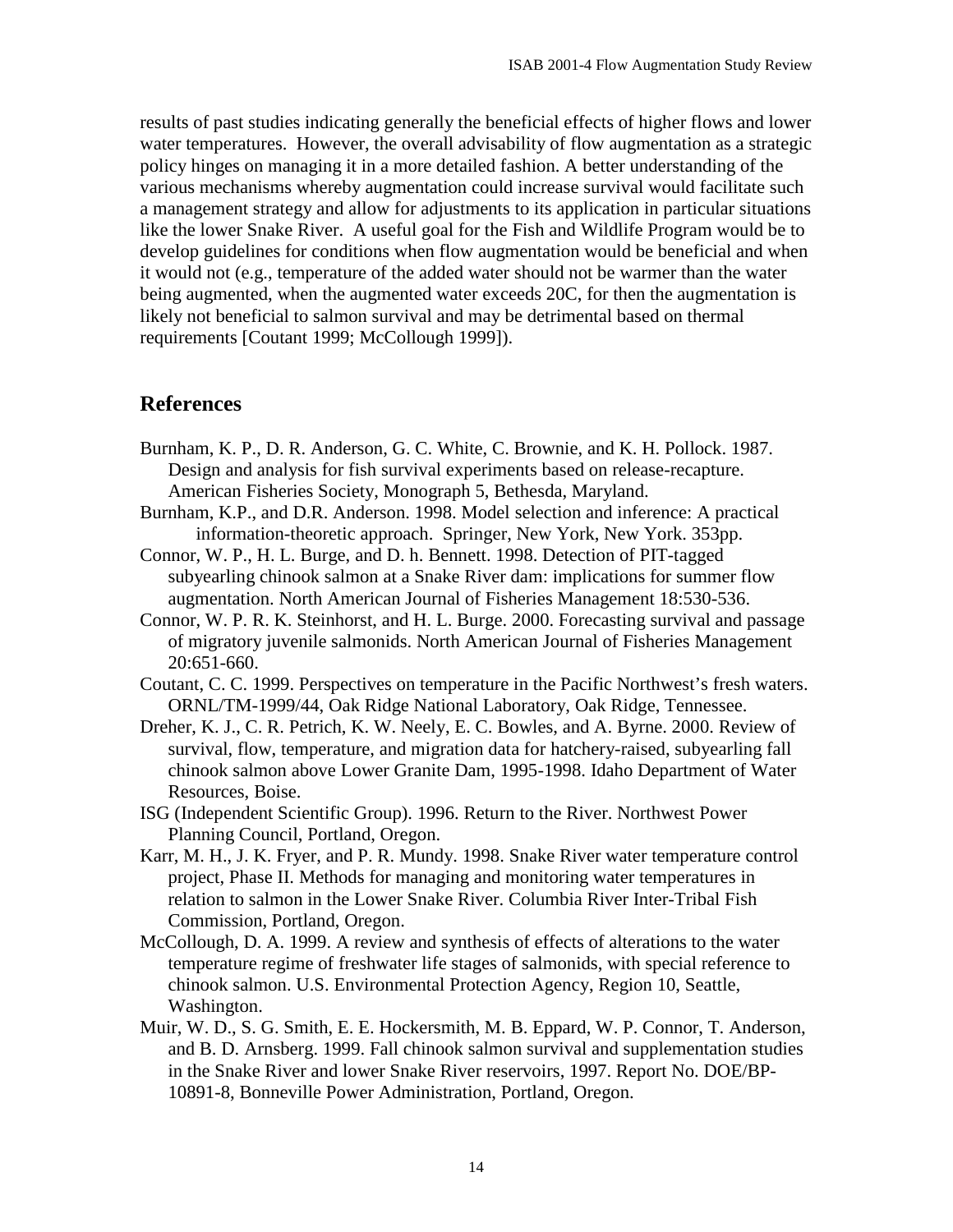results of past studies indicating generally the beneficial effects of higher flows and lower water temperatures. However, the overall advisability of flow augmentation as a strategic policy hinges on managing it in a more detailed fashion. A better understanding of the various mechanisms whereby augmentation could increase survival would facilitate such a management strategy and allow for adjustments to its application in particular situations like the lower Snake River. A useful goal for the Fish and Wildlife Program would be to develop guidelines for conditions when flow augmentation would be beneficial and when it would not (e.g., temperature of the added water should not be warmer than the water being augmented, when the augmented water exceeds 20C, for then the augmentation is likely not beneficial to salmon survival and may be detrimental based on thermal requirements [Coutant 1999; McCollough 1999]).

## References

Burnham, K. P., D. R. Anderson, G. C. White, C. Brownie, and K. H. Pollock. 1987. Design and analysis for fish survival experiments based on release-recapture. American Fisheries Society, Monograph 5, Bethesda, Maryland.

Burnham, K.P., and D.R. Anderson. 1998. Model selection and inference: A practical information-theoretic approach. Springer, New York, New York. 353pp.

Connor, W. P., H. L. Burge, and D. h. Bennett. 1998. Detection of PIT-tagged subyearling chinook salmon at a Snake River dam: implications for summer flow augmentation. North American Journal of Fisheries Management 18:530-536.

Connor, W. P. R. K. Steinhorst, and H. L. Burge. 2000. Forecasting survival and passage of migratory juvenile salmonids. North American Journal of Fisheries Management 20:651-660.

Coutant, C. C. 1999. Perspectives on temperature in the Pacific Northwest's fresh waters. ORNL/TM-1999/44, Oak Ridge National Laboratory, Oak Ridge, Tennessee.

Dreher, K. J., C. R. Petrich, K. W. Neely, E. C. Bowles, and A. Byrne. 2000. Review of survival, flow, temperature, and migration data for hatchery-raised, subyearling fall chinook salmon above Lower Granite Dam, 1995-1998. Idaho Department of Water Resources, Boise.

ISG (Independent Scientific Group). 1996. Return to the River. Northwest Power Planning Council, Portland, Oregon.

Karr, M. H., J. K. Fryer, and P. R. Mundy. 1998. Snake River water temperature control project, Phase II. Methods for managing and monitoring water temperatures in relation to salmon in the Lower Snake River. Columbia River Inter-Tribal Fish Commission, Portland, Oregon.

McCollough, D. A. 1999. A review and synthesis of effects of alterations to the water temperature regime of freshwater life stages of salmonids, with special reference to chinook salmon. U.S. Environmental Protection Agency, Region 10, Seattle, Washington.

Muir, W. D., S. G. Smith, E. E. Hockersmith, M. B. Eppard, W. P. Connor, T. Anderson, and B. D. Arnsberg. 1999. Fall chinook salmon survival and supplementation studies in the Snake River and lower Snake River reservoirs, 1997. Report No. DOE/BP-10891-8, Bonneville Power Administration, Portland, Oregon.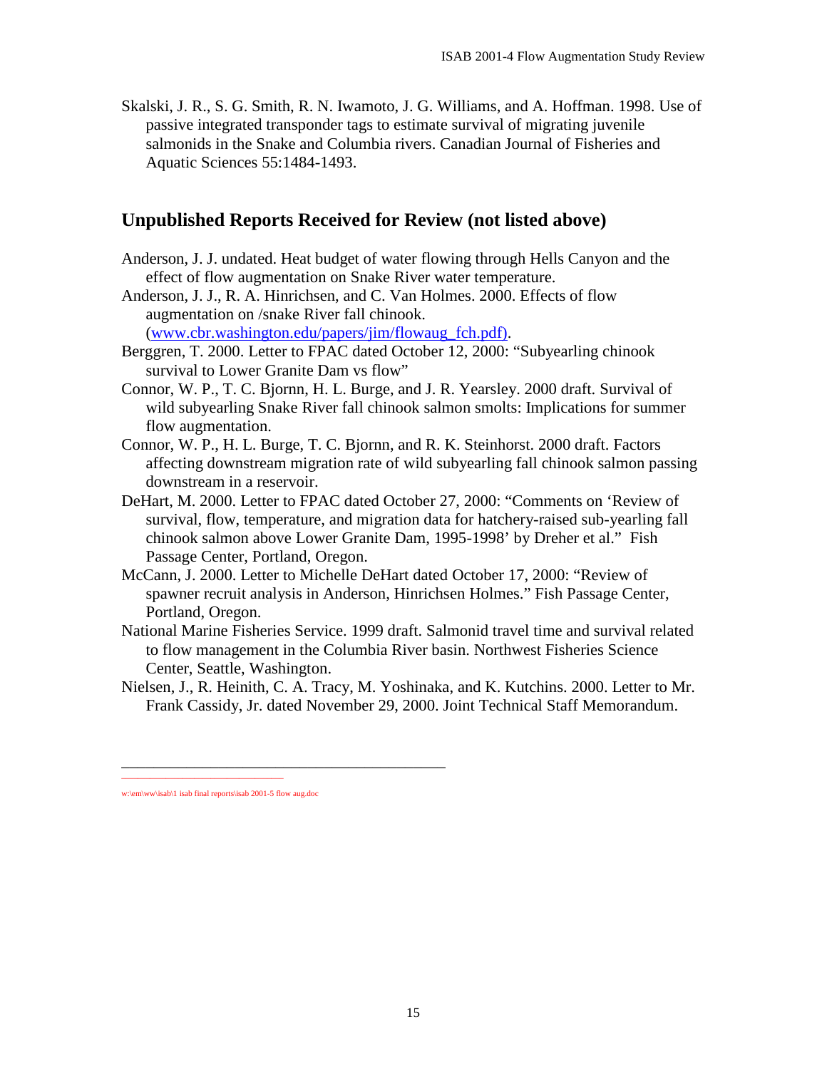Skalski, J. R., S. G. Smith, R. N. Iwamoto, J. G. Williams, and A. Hoffman. 1998. Use of passive integrated transponder tags to estimate survival of migrating juvenile salmonids in the Snake and Columbia rivers. Canadian Journal of Fisheries and Aquatic Sciences 55:1484-1493.

## Unpublished Reports Received for Review (not listed above)

Anderson, J. J. undated. Heat budget of water flowing through Hells Canyon and the effect of flow augmentation on Snake River water temperature.

Anderson, J. J., R. A. Hinrichsen, and C. Van Holmes. 2000. Effects of flow augmentation on /snake River fall chinook. (www.cbr.washington.edu/papers/jim/flowaug_fch.pdf).

Berggren, T. 2000. Letter to FPAC dated October 12, 2000: "Subyearling chinook survival to Lower Granite Dam vs flow"

Connor, W. P., T. C. Bjornn, H. L. Burge, and J. R. Yearsley. 2000 draft. Survival of wild subyearling Snake River fall chinook salmon smolts: Implications for summer flow augmentation.

Connor, W. P., H. L. Burge, T. C. Bjornn, and R. K. Steinhorst. 2000 draft. Factors affecting downstream migration rate of wild subyearling fall chinook salmon passing downstream in a reservoir.

DeHart, M. 2000. Letter to FPAC dated October 27, 2000: "Comments on 'Review of survival, flow, temperature, and migration data for hatchery-raised sub-yearling fall chinook salmon above Lower Granite Dam, 1995-1998' by Dreher et al." Fish Passage Center, Portland, Oregon.

McCann, J. 2000. Letter to Michelle DeHart dated October 17, 2000: "Review of spawner recruit analysis in Anderson, Hinrichsen Holmes." Fish Passage Center, Portland, Oregon.

National Marine Fisheries Service. 1999 draft. Salmonid travel time and survival related to flow management in the Columbia River basin. Northwest Fisheries Science Center, Seattle, Washington.

Nielsen, J., R. Heinith, C. A. Tracy, M. Yoshinaka, and K. Kutchins. 2000. Letter to Mr. Frank Cassidy, Jr. dated November 29, 2000. Joint Technical Staff Memorandum.

---

w:\em\ww\isab\1 isab final reports\isab 2001-5 flow aug.doc